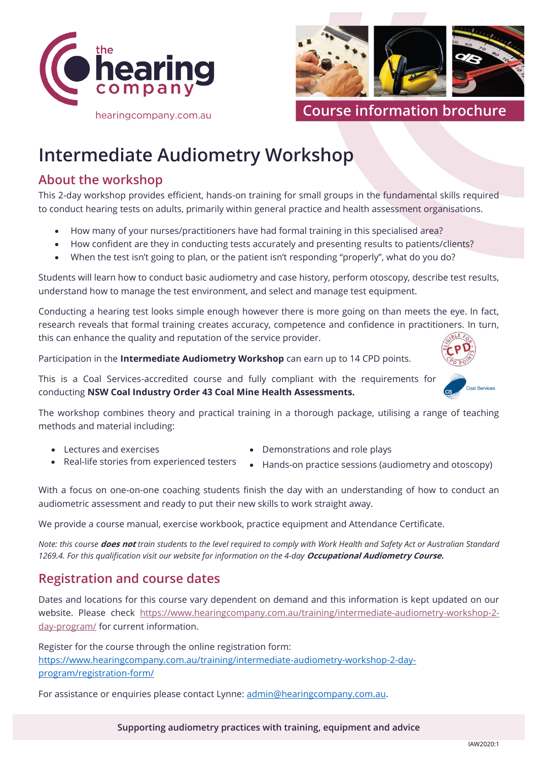the hearing company

hearingcompany.com.au

Course information brochure

# Intermediate Audiometry Workshop

## About the workshop

This 2-day workshop provides efficient, hands-on training for small groups in the fundamental skills required to conduct hearing tests on adults, primarily within general practice and health assessment organisations.

- How many of your nurses/practitioners have had formal training in this specialised area?
- How confident are they in conducting tests accurately and presenting results to patients/clients?
- When the test isn't going to plan, or the patient isn't responding "properly", what do you do?

Students will learn how to conduct basic audiometry and case history, perform otoscopy, describe test results, understand how to manage the test environment, and select and manage test equipment.

Conducting a hearing test looks simple enough however there is more going on than meets the eye. In fact, research reveals that formal training creates accuracy, competence and confidence in practitioners. In turn, this can enhance the quality and reputation of the service provider.

Participation in the **Intermediate Audiometry Workshop** can earn up to 14 CPD points.

This is a Coal Services-accredited course and fully compliant with the requirements for conducting **NSW Coal Industry Order 43 Coal Mine Health Assessments.**

The workshop combines theory and practical training in a thorough package, utilising a range of teaching methods and material including:

- Lectures and exercises
- Real-life stories from experienced testers
- Demonstrations and role plays
- Hands-on practice sessions (audiometry and otoscopy)

With a focus on one-on-one coaching students finish the day with an understanding of how to conduct an audiometric assessment and ready to put their new skills to work straight away.

We provide a course manual, exercise workbook, practice equipment and Attendance Certificate.

*Note: this course **does not** train students to the level required to comply with Work Health and Safety Act or Australian Standard 1269.4. For this qualification visit our website for information on the 4-day **Occupational Audiometry Course.***

## Registration and course dates

Dates and locations for this course vary dependent on demand and this information is kept updated on our website. Please check https://www.hearingcompany.com.au/training/intermediate-audiometry-workshop-2-day-program/ for current information.

Register for the course through the online registration form:
https://www.hearingcompany.com.au/training/intermediate-audiometry-workshop-2-day-program/registration-form/

For assistance or enquiries please contact Lynne: admin@hearingcompany.com.au.

**Supporting audiometry practices with training, equipment and advice**

IAW2020:1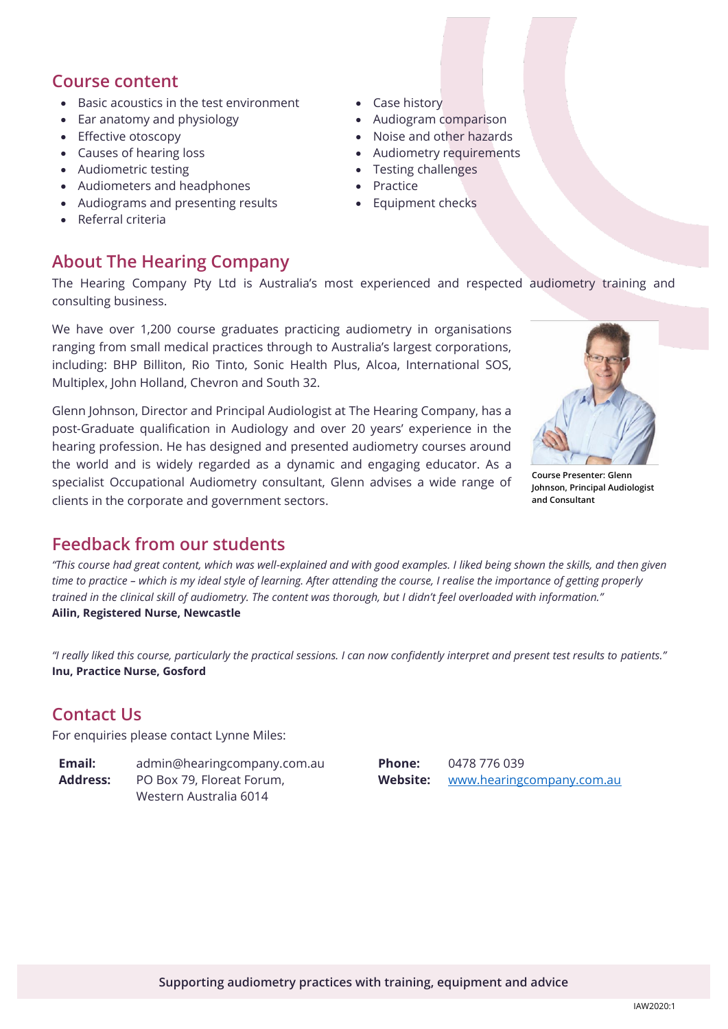## Course content

- Basic acoustics in the test environment
- Ear anatomy and physiology
- Effective otoscopy
- Causes of hearing loss
- Audiometric testing
- Audiometers and headphones
- Audiograms and presenting results
- Referral criteria
- Case history
- Audiogram comparison
- Noise and other hazards
- Audiometry requirements
- Testing challenges
- Practice
- Equipment checks

## About The Hearing Company

The Hearing Company Pty Ltd is Australia's most experienced and respected audiometry training and consulting business.

We have over 1,200 course graduates practicing audiometry in organisations ranging from small medical practices through to Australia's largest corporations, including: BHP Billiton, Rio Tinto, Sonic Health Plus, Alcoa, International SOS, Multiplex, John Holland, Chevron and South 32.

Glenn Johnson, Director and Principal Audiologist at The Hearing Company, has a post-Graduate qualification in Audiology and over 20 years' experience in the hearing profession. He has designed and presented audiometry courses around the world and is widely regarded as a dynamic and engaging educator. As a specialist Occupational Audiometry consultant, Glenn advises a wide range of clients in the corporate and government sectors.

**Course Presenter: Glenn Johnson, Principal Audiologist and Consultant**

## Feedback from our students

*"This course had great content, which was well-explained and with good examples. I liked being shown the skills, and then given time to practice – which is my ideal style of learning. After attending the course, I realise the importance of getting properly trained in the clinical skill of audiometry. The content was thorough, but I didn't feel overloaded with information."*
**Ailin, Registered Nurse, Newcastle**

*"I really liked this course, particularly the practical sessions. I can now confidently interpret and present test results to patients."*
**Inu, Practice Nurse, Gosford**

## Contact Us

For enquiries please contact Lynne Miles:

**Email:** admin@hearingcompany.com.au
**Address:** PO Box 79, Floreat Forum, Western Australia 6014
**Phone:** 0478 776 039
**Website:** www.hearingcompany.com.au

**Supporting audiometry practices with training, equipment and advice**

IAW2020:1